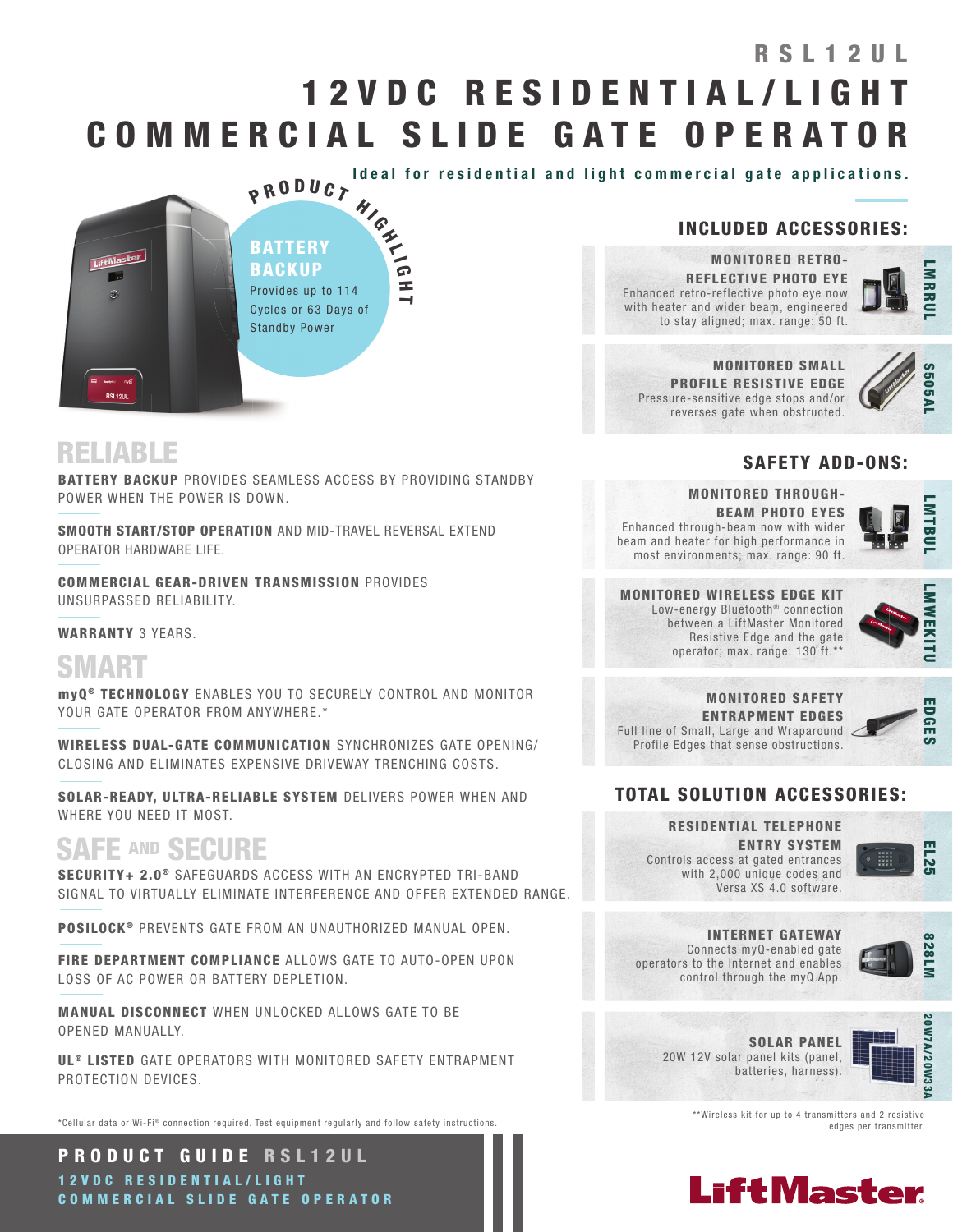# RSL12UL

# 12VDC RESIDENTIAL/LIGHT COMMERCIAL SLIDE GATE OPERATOR

**Ideal for residential and light commercial gate applications.**

**PRODUCT HIGHLIGHT**

**BATTERY BACKUP**
Provides up to 114 Cycles or 63 Days of Standby Power

## RELIABLE

**BATTERY BACKUP** PROVIDES SEAMLESS ACCESS BY PROVIDING STANDBY POWER WHEN THE POWER IS DOWN.

**SMOOTH START/STOP OPERATION** AND MID-TRAVEL REVERSAL EXTEND OPERATOR HARDWARE LIFE.

**COMMERCIAL GEAR-DRIVEN TRANSMISSION** PROVIDES UNSURPASSED RELIABILITY.

**WARRANTY** 3 YEARS.

## SMART

**myQ® TECHNOLOGY** ENABLES YOU TO SECURELY CONTROL AND MONITOR YOUR GATE OPERATOR FROM ANYWHERE.*

**WIRELESS DUAL-GATE COMMUNICATION** SYNCHRONIZES GATE OPENING/CLOSING AND ELIMINATES EXPENSIVE DRIVEWAY TRENCHING COSTS.

**SOLAR-READY, ULTRA-RELIABLE SYSTEM** DELIVERS POWER WHEN AND WHERE YOU NEED IT MOST.

## SAFE AND SECURE

**SECURITY+ 2.0®** SAFEGUARDS ACCESS WITH AN ENCRYPTED TRI-BAND SIGNAL TO VIRTUALLY ELIMINATE INTERFERENCE AND OFFER EXTENDED RANGE.

**POSILOCK®** PREVENTS GATE FROM AN UNAUTHORIZED MANUAL OPEN.

**FIRE DEPARTMENT COMPLIANCE** ALLOWS GATE TO AUTO-OPEN UPON LOSS OF AC POWER OR BATTERY DEPLETION.

**MANUAL DISCONNECT** WHEN UNLOCKED ALLOWS GATE TO BE OPENED MANUALLY.

**UL® LISTED** GATE OPERATORS WITH MONITORED SAFETY ENTRAPMENT PROTECTION DEVICES.

*Cellular data or Wi-Fi® connection required. Test equipment regularly and follow safety instructions.

## INCLUDED ACCESSORIES:

**MONITORED RETRO-REFLECTIVE PHOTO EYE** — LMRRUL
Enhanced retro-reflective photo eye now with heater and wider beam, engineered to stay aligned; max. range: 50 ft.

**MONITORED SMALL PROFILE RESISTIVE EDGE** — S505AL
Pressure-sensitive edge stops and/or reverses gate when obstructed.

## SAFETY ADD-ONS:

**MONITORED THROUGH-BEAM PHOTO EYES** — LMTBUL
Enhanced through-beam now with wider beam and heater for high performance in most environments; max. range: 90 ft.

**MONITORED WIRELESS EDGE KIT** — LMWEKITU
Low-energy Bluetooth® connection between a LiftMaster Monitored Resistive Edge and the gate operator; max. range: 130 ft.**

**MONITORED SAFETY ENTRAPMENT EDGES** — EDGES
Full line of Small, Large and Wraparound Profile Edges that sense obstructions.

## TOTAL SOLUTION ACCESSORIES:

**RESIDENTIAL TELEPHONE ENTRY SYSTEM** — EL25
Controls access at gated entrances with 2,000 unique codes and Versa XS 4.0 software.

**INTERNET GATEWAY** — 828LM
Connects myQ-enabled gate operators to the Internet and enables control through the myQ App.

**SOLAR PANEL** — 20W7A/20W33A
20W 12V solar panel kits (panel, batteries, harness).

**Wireless kit for up to 4 transmitters and 2 resistive edges per transmitter.

**PRODUCT GUIDE RSL12UL**
12VDC RESIDENTIAL/LIGHT COMMERCIAL SLIDE GATE OPERATOR

LiftMaster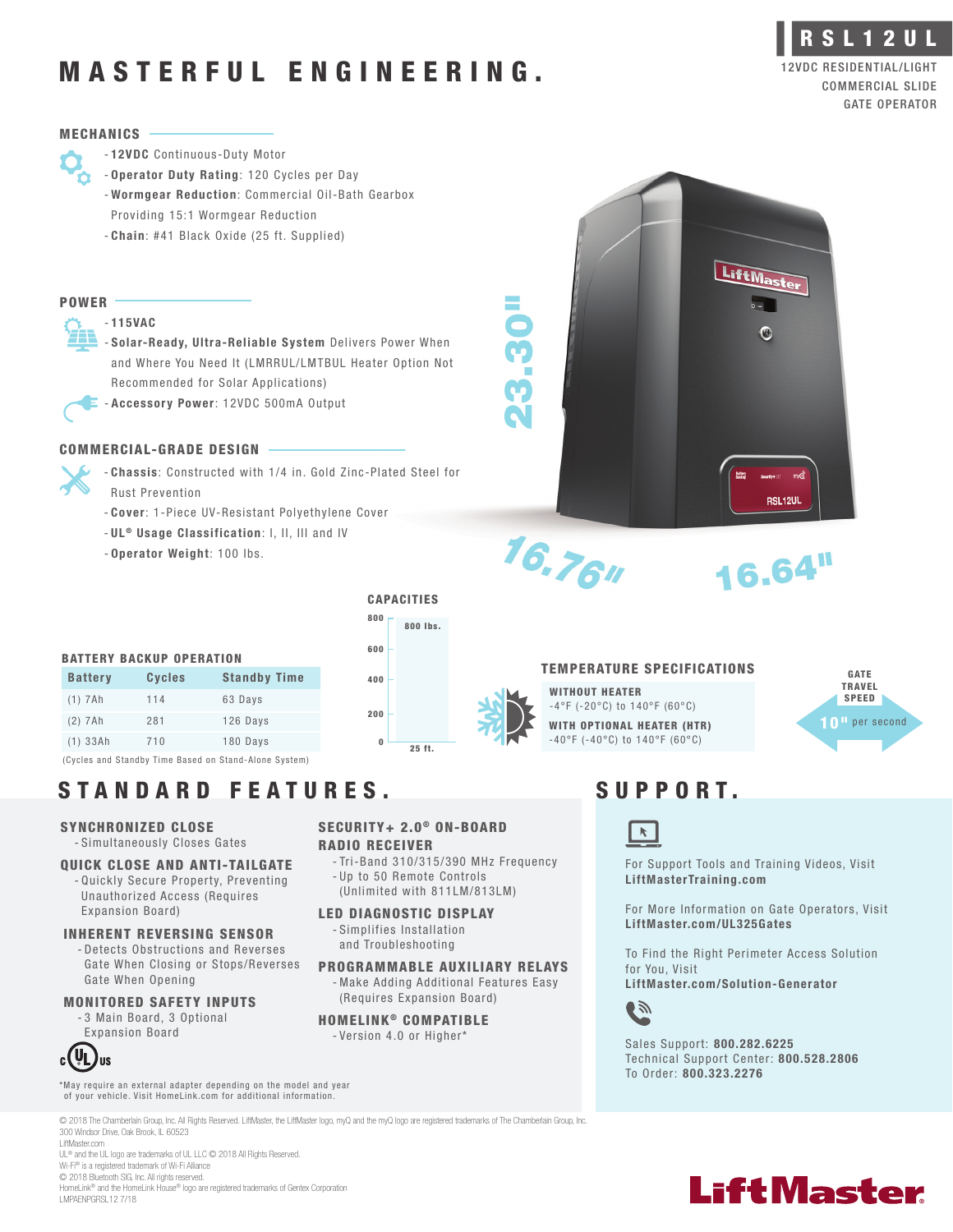# MASTERFUL ENGINEERING.

**RSL12UL**

12VDC RESIDENTIAL/LIGHT COMMERCIAL SLIDE GATE OPERATOR

## MECHANICS

- **12VDC** Continuous-Duty Motor
- **Operator Duty Rating**: 120 Cycles per Day
- **Wormgear Reduction**: Commercial Oil-Bath Gearbox Providing 15:1 Wormgear Reduction
- **Chain**: #41 Black Oxide (25 ft. Supplied)

## POWER

- **115VAC**
- **Solar-Ready, Ultra-Reliable System** Delivers Power When and Where You Need It (LMRRUL/LMTBUL Heater Option Not Recommended for Solar Applications)
- **Accessory Power**: 12VDC 500mA Output

## COMMERCIAL-GRADE DESIGN

- **Chassis**: Constructed with 1/4 in. Gold Zinc-Plated Steel for Rust Prevention
- **Cover**: 1-Piece UV-Resistant Polyethylene Cover
- **UL® Usage Classification**: I, II, III and IV
- **Operator Weight**: 100 lbs.

23.30"

16.76"

16.64"

## CAPACITIES

800
600
400
200
0
800 lbs.
25 ft.

## BATTERY BACKUP OPERATION

| Battery | Cycles | Standby Time |
| --- | --- | --- |
| (1) 7Ah | 114 | 63 Days |
| (2) 7Ah | 281 | 126 Days |
| (1) 33Ah | 710 | 180 Days |

(Cycles and Standby Time Based on Stand-Alone System)

## TEMPERATURE SPECIFICATIONS

**WITHOUT HEATER**
-4°F (-20°C) to 140°F (60°C)

**WITH OPTIONAL HEATER (HTR)**
-40°F (-40°C) to 140°F (60°C)

**GATE TRAVEL SPEED**
10" per second

# STANDARD FEATURES.

### SYNCHRONIZED CLOSE
- Simultaneously Closes Gates

### QUICK CLOSE AND ANTI-TAILGATE
- Quickly Secure Property, Preventing Unauthorized Access (Requires Expansion Board)

### INHERENT REVERSING SENSOR
- Detects Obstructions and Reverses Gate When Closing or Stops/Reverses Gate When Opening

### MONITORED SAFETY INPUTS
- 3 Main Board, 3 Optional Expansion Board

### SECURITY+ 2.0® ON-BOARD RADIO RECEIVER
- Tri-Band 310/315/390 MHz Frequency
- Up to 50 Remote Controls (Unlimited with 811LM/813LM)

### LED DIAGNOSTIC DISPLAY
- Simplifies Installation and Troubleshooting

### PROGRAMMABLE AUXILIARY RELAYS
- Make Adding Additional Features Easy (Requires Expansion Board)

### HOMELINK® COMPATIBLE
- Version 4.0 or Higher*

*May require an external adapter depending on the model and year of your vehicle. Visit HomeLink.com for additional information.

# SUPPORT.

For Support Tools and Training Videos, Visit **LiftMasterTraining.com**

For More Information on Gate Operators, Visit **LiftMaster.com/UL325Gates**

To Find the Right Perimeter Access Solution for You, Visit **LiftMaster.com/Solution-Generator**

Sales Support: **800.282.6225**
Technical Support Center: **800.528.2806**
To Order: **800.323.2276**

© 2018 The Chamberlain Group, Inc. All Rights Reserved. LiftMaster, the LiftMaster logo, myQ and the myQ logo are registered trademarks of The Chamberlain Group, Inc.
300 Windsor Drive, Oak Brook, IL 60523
LiftMaster.com
UL® and the UL logo are trademarks of UL LLC © 2018 All Rights Reserved.
Wi-Fi® is a registered trademark of Wi-Fi Alliance
© 2018 Bluetooth SIG, Inc. All rights reserved.
HomeLink® and the HomeLink House® logo are registered trademarks of Gentex Corporation
LMPAENPGRSL12 7/18

LiftMaster